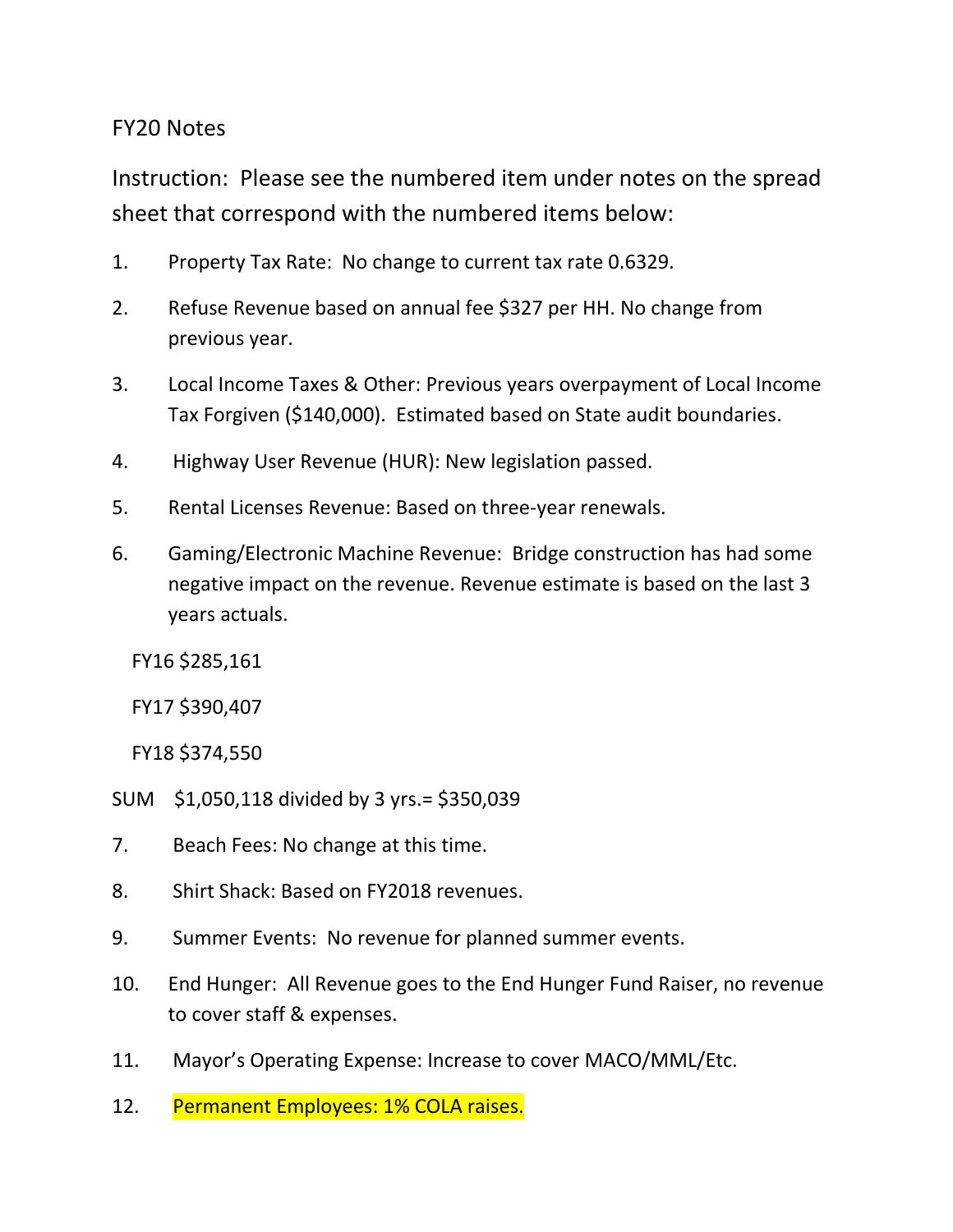FY20 Notes

Instruction: Please see the numbered item under notes on the spread sheet that correspond with the numbered items below:

1. Property Tax Rate: No change to current tax rate 0.6329.
2. Refuse Revenue based on annual fee $327 per HH. No change from previous year.
3. Local Income Taxes & Other: Previous years overpayment of Local Income Tax Forgiven ($140,000). Estimated based on State audit boundaries.
4. Highway User Revenue (HUR): New legislation passed.
5. Rental Licenses Revenue: Based on three-year renewals.
6. Gaming/Electronic Machine Revenue: Bridge construction has had some negative impact on the revenue. Revenue estimate is based on the last 3 years actuals.

   FY16 $285,161

   FY17 $390,407

   FY18 $374,550

SUM $1,050,118 divided by 3 yrs.= $350,039

7. Beach Fees: No change at this time.
8. Shirt Shack: Based on FY2018 revenues.
9. Summer Events: No revenue for planned summer events.
10. End Hunger: All Revenue goes to the End Hunger Fund Raiser, no revenue to cover staff & expenses.
11. Mayor's Operating Expense: Increase to cover MACO/MML/Etc.
12. Permanent Employees: 1% COLA raises.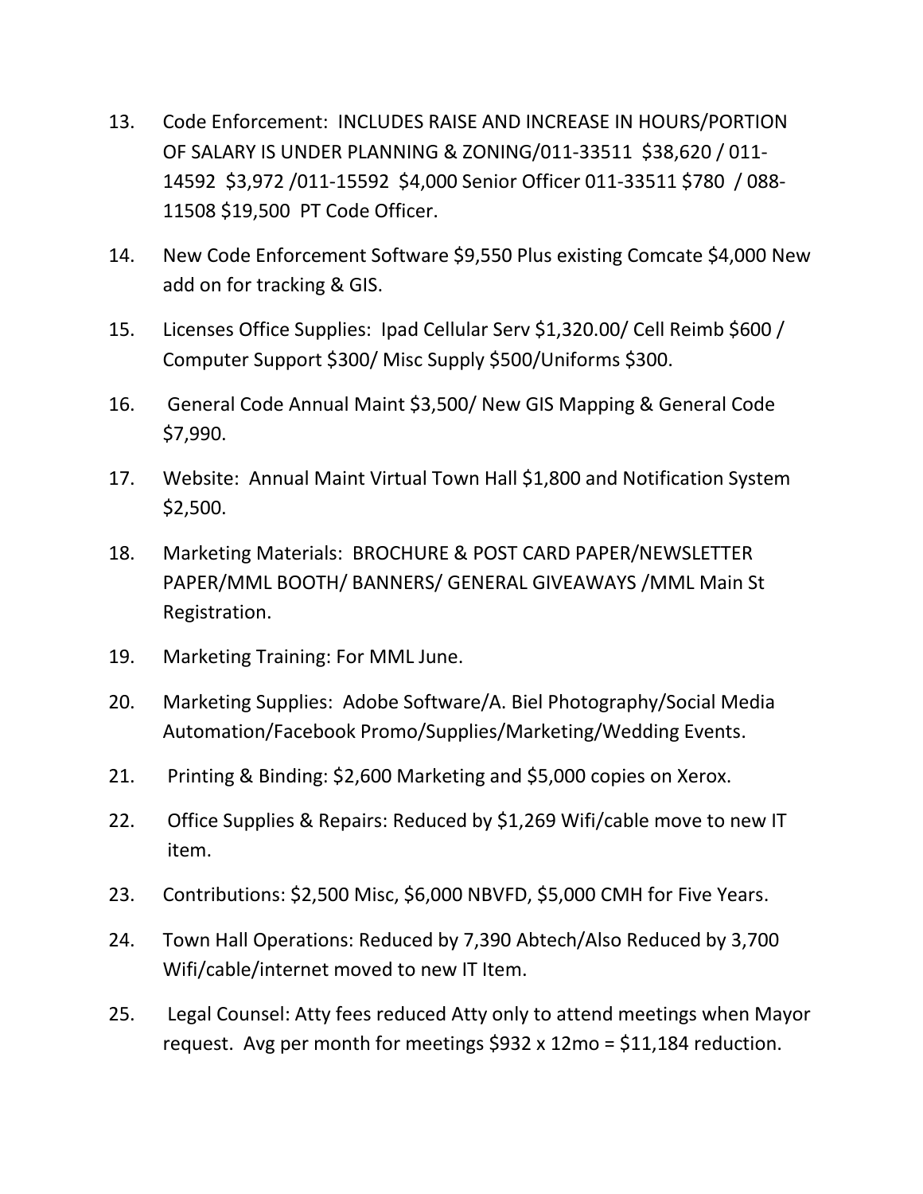13. Code Enforcement: INCLUDES RAISE AND INCREASE IN HOURS/PORTION OF SALARY IS UNDER PLANNING & ZONING/011-33511 $38,620 / 011-14592 $3,972 /011-15592 $4,000 Senior Officer 011-33511 $780 / 088-11508 $19,500 PT Code Officer.
14. New Code Enforcement Software $9,550 Plus existing Comcate $4,000 New add on for tracking & GIS.
15. Licenses Office Supplies: Ipad Cellular Serv $1,320.00/ Cell Reimb $600 / Computer Support $300/ Misc Supply $500/Uniforms $300.
16. General Code Annual Maint $3,500/ New GIS Mapping & General Code $7,990.
17. Website: Annual Maint Virtual Town Hall $1,800 and Notification System $2,500.
18. Marketing Materials: BROCHURE & POST CARD PAPER/NEWSLETTER PAPER/MML BOOTH/ BANNERS/ GENERAL GIVEAWAYS /MML Main St Registration.
19. Marketing Training: For MML June.
20. Marketing Supplies: Adobe Software/A. Biel Photography/Social Media Automation/Facebook Promo/Supplies/Marketing/Wedding Events.
21. Printing & Binding: $2,600 Marketing and $5,000 copies on Xerox.
22. Office Supplies & Repairs: Reduced by $1,269 Wifi/cable move to new IT item.
23. Contributions: $2,500 Misc, $6,000 NBVFD, $5,000 CMH for Five Years.
24. Town Hall Operations: Reduced by 7,390 Abtech/Also Reduced by 3,700 Wifi/cable/internet moved to new IT Item.
25. Legal Counsel: Atty fees reduced Atty only to attend meetings when Mayor request. Avg per month for meetings $932 x 12mo = $11,184 reduction.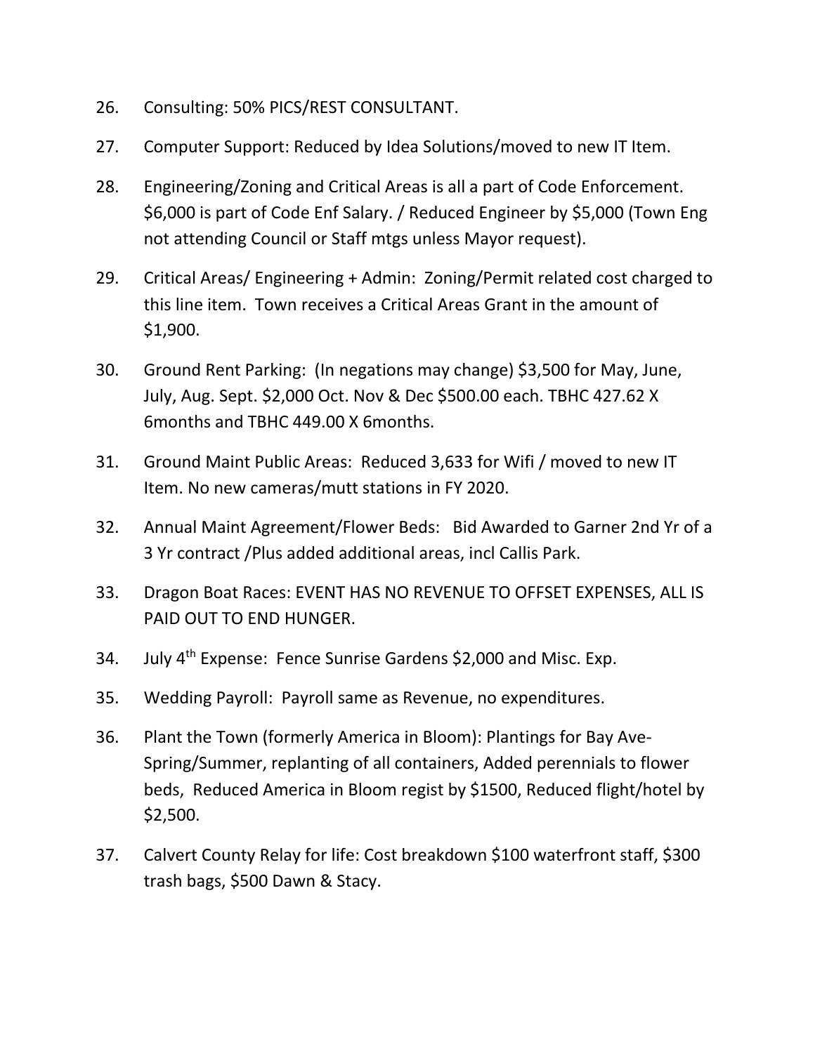26. Consulting: 50% PICS/REST CONSULTANT.

27. Computer Support: Reduced by Idea Solutions/moved to new IT Item.

28. Engineering/Zoning and Critical Areas is all a part of Code Enforcement. $6,000 is part of Code Enf Salary. / Reduced Engineer by $5,000 (Town Eng not attending Council or Staff mtgs unless Mayor request).

29. Critical Areas/ Engineering + Admin: Zoning/Permit related cost charged to this line item. Town receives a Critical Areas Grant in the amount of $1,900.

30. Ground Rent Parking: (In negations may change) $3,500 for May, June, July, Aug. Sept. $2,000 Oct. Nov & Dec $500.00 each. TBHC 427.62 X 6months and TBHC 449.00 X 6months.

31. Ground Maint Public Areas: Reduced 3,633 for Wifi / moved to new IT Item. No new cameras/mutt stations in FY 2020.

32. Annual Maint Agreement/Flower Beds: Bid Awarded to Garner 2nd Yr of a 3 Yr contract /Plus added additional areas, incl Callis Park.

33. Dragon Boat Races: EVENT HAS NO REVENUE TO OFFSET EXPENSES, ALL IS PAID OUT TO END HUNGER.

34. July 4th Expense: Fence Sunrise Gardens $2,000 and Misc. Exp.

35. Wedding Payroll: Payroll same as Revenue, no expenditures.

36. Plant the Town (formerly America in Bloom): Plantings for Bay Ave-Spring/Summer, replanting of all containers, Added perennials to flower beds, Reduced America in Bloom regist by $1500, Reduced flight/hotel by $2,500.

37. Calvert County Relay for life: Cost breakdown $100 waterfront staff, $300 trash bags, $500 Dawn & Stacy.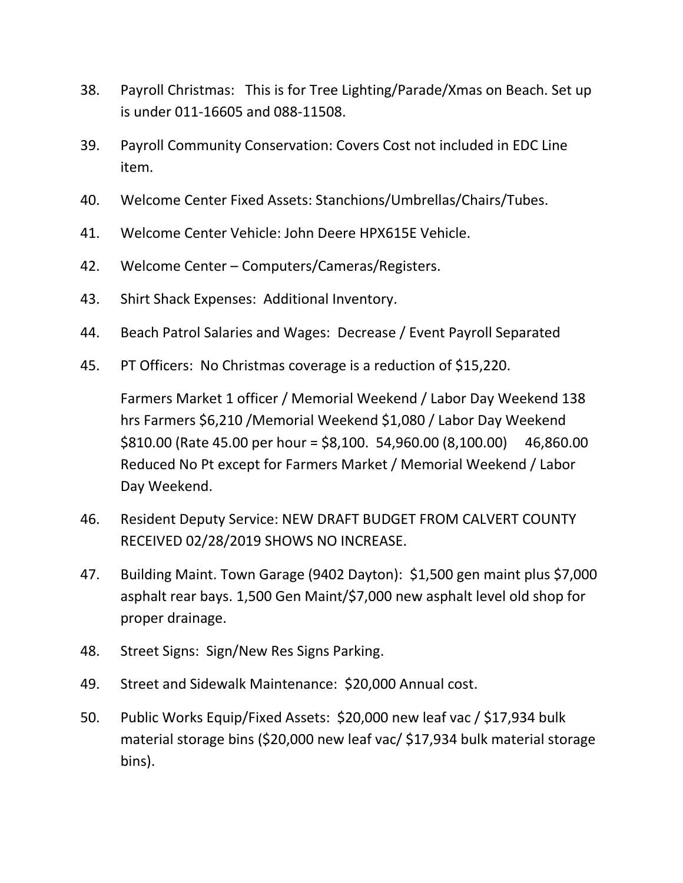38. Payroll Christmas: This is for Tree Lighting/Parade/Xmas on Beach. Set up is under 011-16605 and 088-11508.

39. Payroll Community Conservation: Covers Cost not included in EDC Line item.

40. Welcome Center Fixed Assets: Stanchions/Umbrellas/Chairs/Tubes.

41. Welcome Center Vehicle: John Deere HPX615E Vehicle.

42. Welcome Center – Computers/Cameras/Registers.

43. Shirt Shack Expenses: Additional Inventory.

44. Beach Patrol Salaries and Wages: Decrease / Event Payroll Separated

45. PT Officers: No Christmas coverage is a reduction of $15,220.

    Farmers Market 1 officer / Memorial Weekend / Labor Day Weekend 138 hrs Farmers $6,210 /Memorial Weekend $1,080 / Labor Day Weekend $810.00 (Rate 45.00 per hour = $8,100. 54,960.00 (8,100.00) 46,860.00 Reduced No Pt except for Farmers Market / Memorial Weekend / Labor Day Weekend.

46. Resident Deputy Service: NEW DRAFT BUDGET FROM CALVERT COUNTY RECEIVED 02/28/2019 SHOWS NO INCREASE.

47. Building Maint. Town Garage (9402 Dayton): $1,500 gen maint plus $7,000 asphalt rear bays. 1,500 Gen Maint/$7,000 new asphalt level old shop for proper drainage.

48. Street Signs: Sign/New Res Signs Parking.

49. Street and Sidewalk Maintenance: $20,000 Annual cost.

50. Public Works Equip/Fixed Assets: $20,000 new leaf vac / $17,934 bulk material storage bins ($20,000 new leaf vac/ $17,934 bulk material storage bins).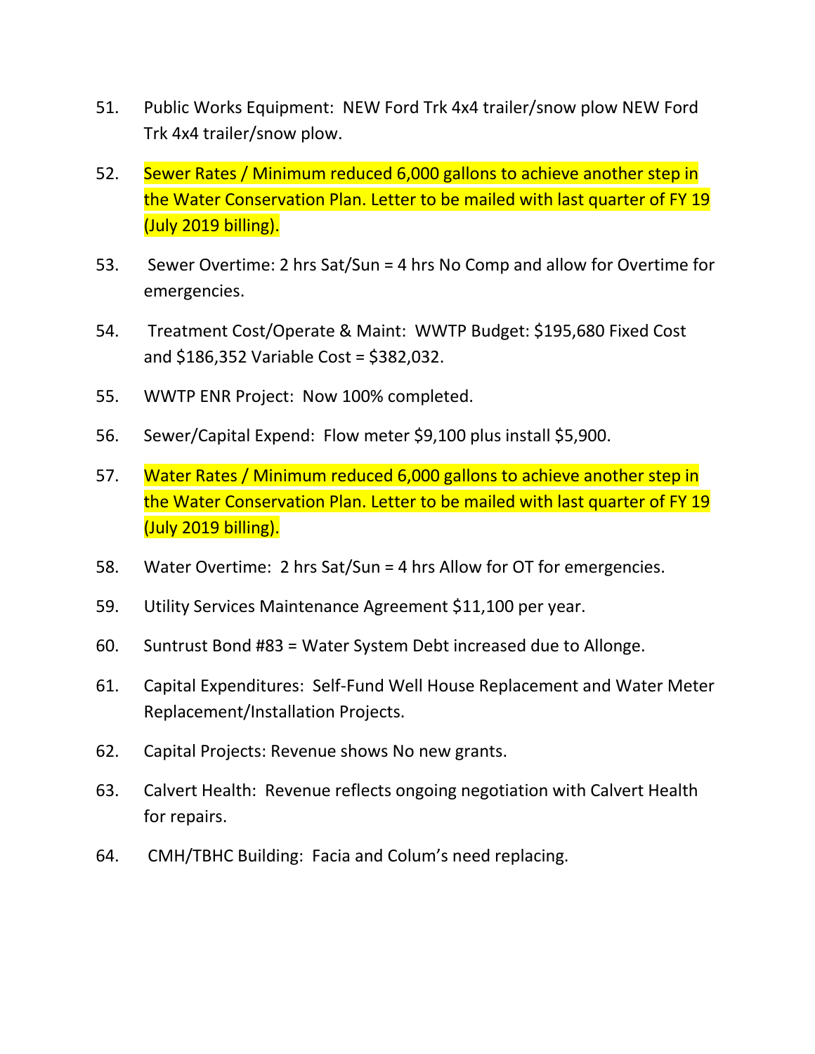51. Public Works Equipment:  NEW Ford Trk 4x4 trailer/snow plow NEW Ford Trk 4x4 trailer/snow plow.

52. Sewer Rates / Minimum reduced 6,000 gallons to achieve another step in the Water Conservation Plan. Letter to be mailed with last quarter of FY 19 (July 2019 billing).

53. Sewer Overtime: 2 hrs Sat/Sun = 4 hrs No Comp and allow for Overtime for emergencies.

54. Treatment Cost/Operate & Maint:  WWTP Budget: $195,680 Fixed Cost and $186,352 Variable Cost = $382,032.

55. WWTP ENR Project:  Now 100% completed.

56. Sewer/Capital Expend:  Flow meter $9,100 plus install $5,900.

57. Water Rates / Minimum reduced 6,000 gallons to achieve another step in the Water Conservation Plan. Letter to be mailed with last quarter of FY 19 (July 2019 billing).

58. Water Overtime:  2 hrs Sat/Sun = 4 hrs Allow for OT for emergencies.

59. Utility Services Maintenance Agreement $11,100 per year.

60. Suntrust Bond #83 = Water System Debt increased due to Allonge.

61. Capital Expenditures:  Self-Fund Well House Replacement and Water Meter Replacement/Installation Projects.

62. Capital Projects: Revenue shows No new grants.

63. Calvert Health:  Revenue reflects ongoing negotiation with Calvert Health for repairs.

64. CMH/TBHC Building:  Facia and Colum's need replacing.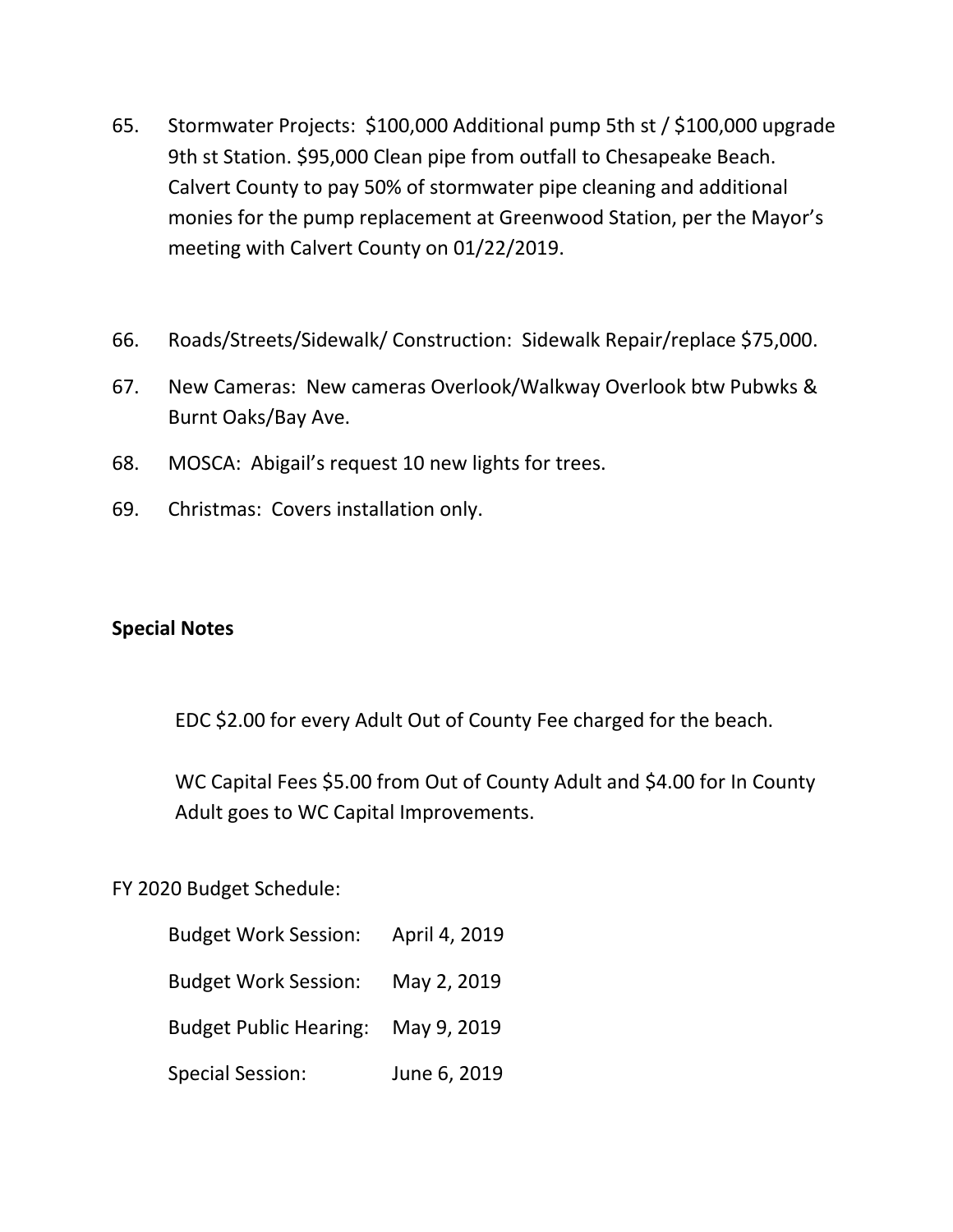65. Stormwater Projects: $100,000 Additional pump 5th st / $100,000 upgrade 9th st Station. $95,000 Clean pipe from outfall to Chesapeake Beach. Calvert County to pay 50% of stormwater pipe cleaning and additional monies for the pump replacement at Greenwood Station, per the Mayor's meeting with Calvert County on 01/22/2019.

66. Roads/Streets/Sidewalk/ Construction: Sidewalk Repair/replace $75,000.

67. New Cameras: New cameras Overlook/Walkway Overlook btw Pubwks & Burnt Oaks/Bay Ave.

68. MOSCA: Abigail's request 10 new lights for trees.

69. Christmas: Covers installation only.

**Special Notes**

EDC $2.00 for every Adult Out of County Fee charged for the beach.

WC Capital Fees $5.00 from Out of County Adult and $4.00 for In County Adult goes to WC Capital Improvements.

FY 2020 Budget Schedule:

| | |
|---|---|
| Budget Work Session: | April 4, 2019 |
| Budget Work Session: | May 2, 2019 |
| Budget Public Hearing: | May 9, 2019 |
| Special Session: | June 6, 2019 |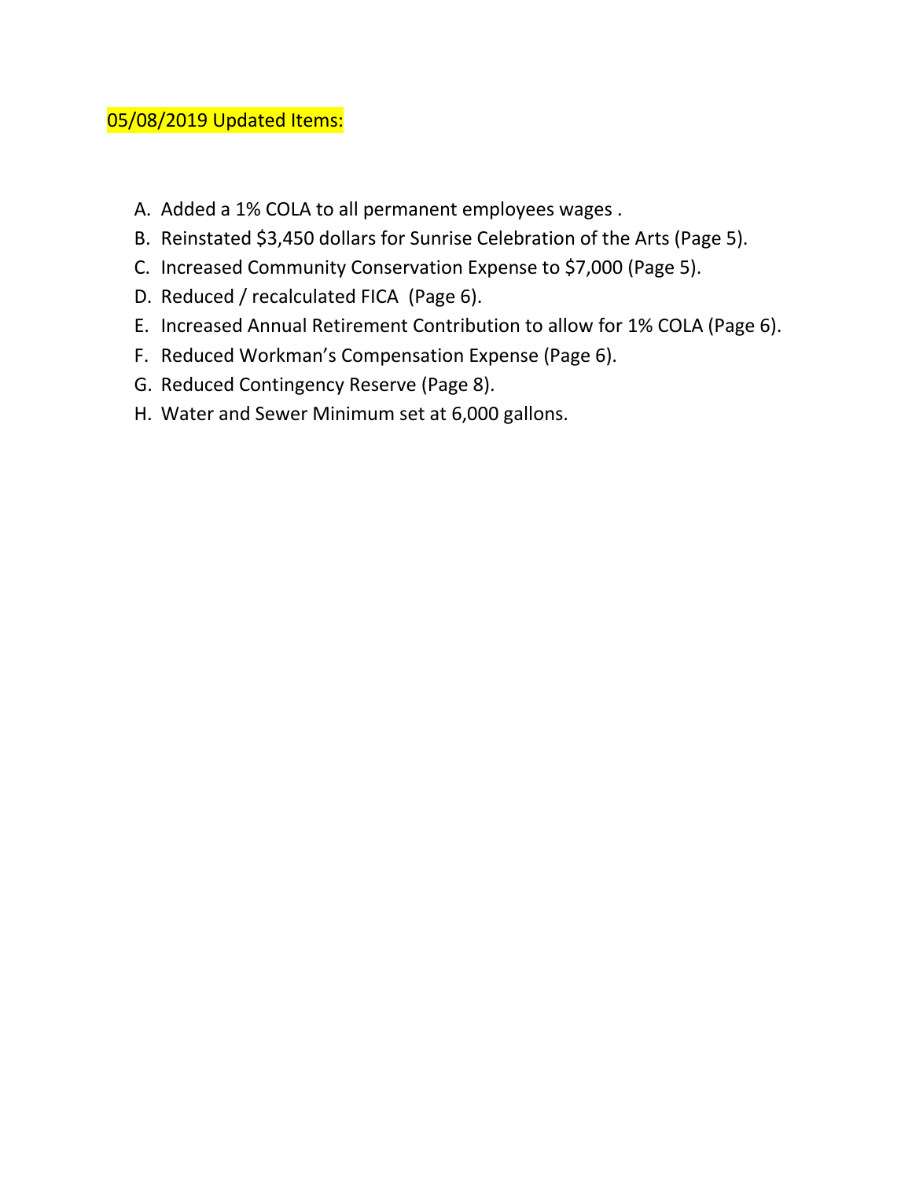05/08/2019 Updated Items:

A. Added a 1% COLA to all permanent employees wages .
B. Reinstated $3,450 dollars for Sunrise Celebration of the Arts (Page 5).
C. Increased Community Conservation Expense to $7,000 (Page 5).
D. Reduced / recalculated FICA (Page 6).
E. Increased Annual Retirement Contribution to allow for 1% COLA (Page 6).
F. Reduced Workman's Compensation Expense (Page 6).
G. Reduced Contingency Reserve (Page 8).
H. Water and Sewer Minimum set at 6,000 gallons.